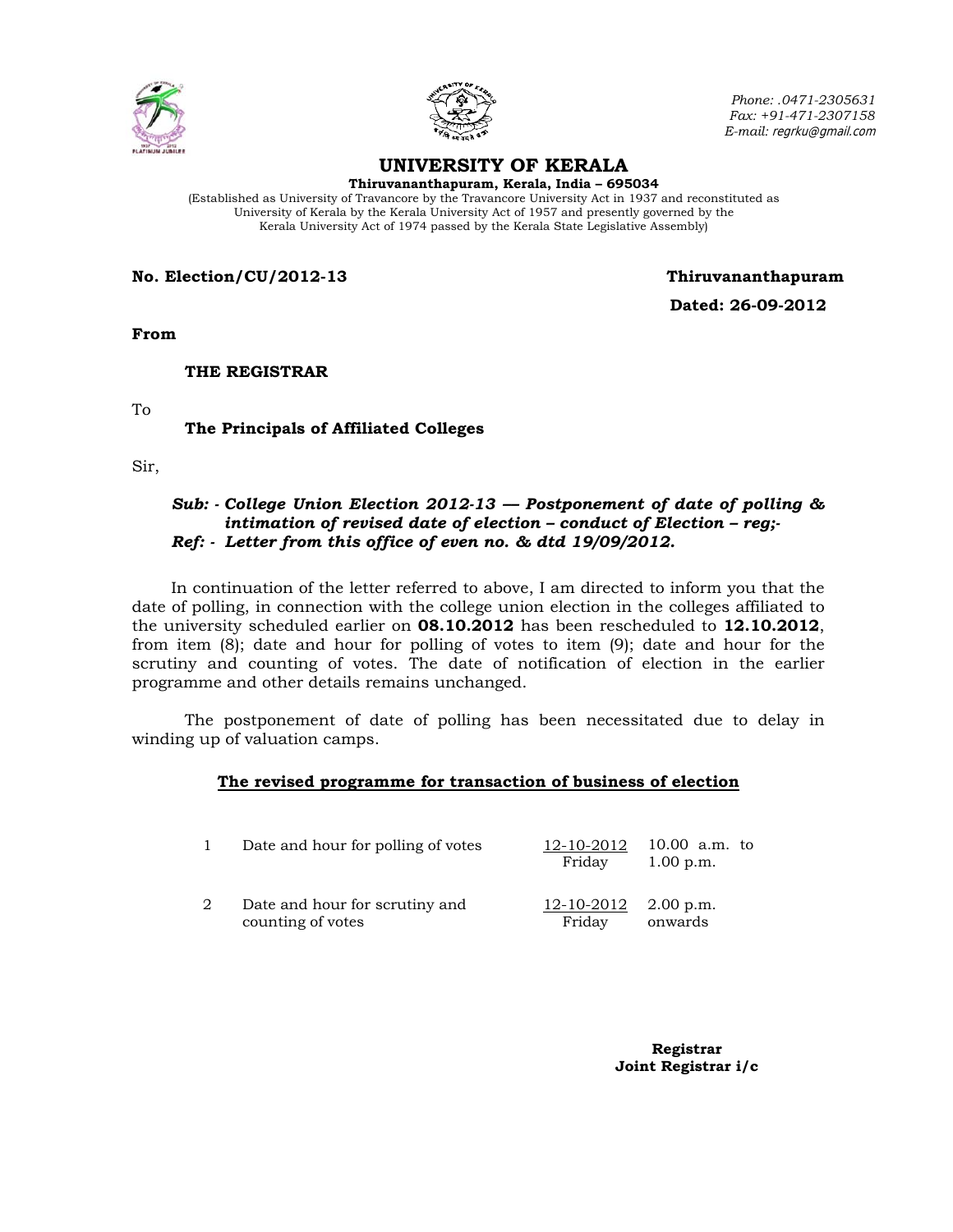Phone: .0471-2305631
Fax: +91-471-2307158
E-mail: regrku@gmail.com

# UNIVERSITY OF KERALA

**Thiruvananthapuram, Kerala, India – 695034**

(Established as University of Travancore by the Travancore University Act in 1937 and reconstituted as University of Kerala by the Kerala University Act of 1957 and presently governed by the Kerala University Act of 1974 passed by the Kerala State Legislative Assembly)

**No. Election/CU/2012-13** **Thiruvananthapuram**

**Dated: 26-09-2012**

**From**

**THE REGISTRAR**

To

**The Principals of Affiliated Colleges**

Sir,

***Sub: - College Union Election 2012-13 — Postponement of date of polling & intimation of revised date of election – conduct of Election – reg;-***
***Ref: - Letter from this office of even no. & dtd 19/09/2012.***

In continuation of the letter referred to above, I am directed to inform you that the date of polling, in connection with the college union election in the colleges affiliated to the university scheduled earlier on **08.10.2012** has been rescheduled to **12.10.2012**, from item (8); date and hour for polling of votes to item (9); date and hour for the scrutiny and counting of votes. The date of notification of election in the earlier programme and other details remains unchanged.

The postponement of date of polling has been necessitated due to delay in winding up of valuation camps.

**<u>The revised programme for transaction of business of election</u>**

| | | | |
|---|---|---|---|
| 1 | Date and hour for polling of votes | <u>12-10-2012</u> Friday | 10.00 a.m. to 1.00 p.m. |
| 2 | Date and hour for scrutiny and counting of votes | <u>12-10-2012</u> Friday | 2.00 p.m. onwards |

**Registrar**
**Joint Registrar i/c**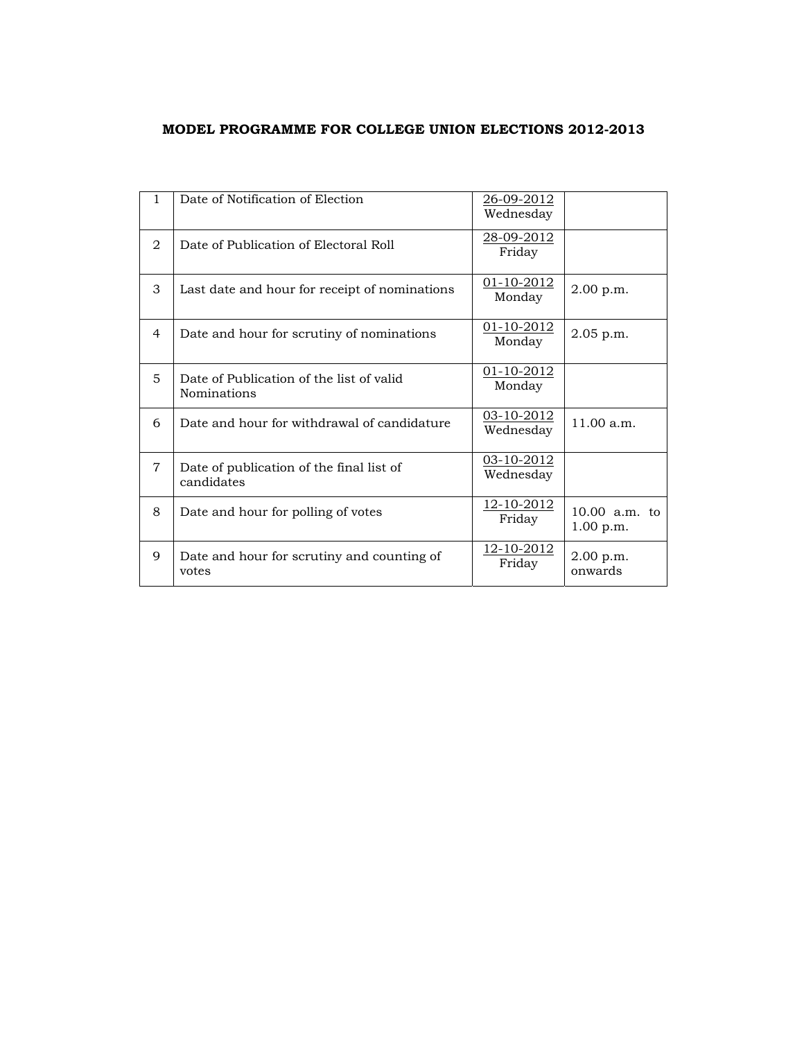**MODEL PROGRAMME FOR COLLEGE UNION ELECTIONS 2012-2013**

| | | | |
|---|---|---|---|
| 1 | Date of Notification of Election | 26-09-2012 Wednesday | |
| 2 | Date of Publication of Electoral Roll | 28-09-2012 Friday | |
| 3 | Last date and hour for receipt of nominations | 01-10-2012 Monday | 2.00 p.m. |
| 4 | Date and hour for scrutiny of nominations | 01-10-2012 Monday | 2.05 p.m. |
| 5 | Date of Publication of the list of valid Nominations | 01-10-2012 Monday | |
| 6 | Date and hour for withdrawal of candidature | 03-10-2012 Wednesday | 11.00 a.m. |
| 7 | Date of publication of the final list of candidates | 03-10-2012 Wednesday | |
| 8 | Date and hour for polling of votes | 12-10-2012 Friday | 10.00 a.m. to 1.00 p.m. |
| 9 | Date and hour for scrutiny and counting of votes | 12-10-2012 Friday | 2.00 p.m. onwards |